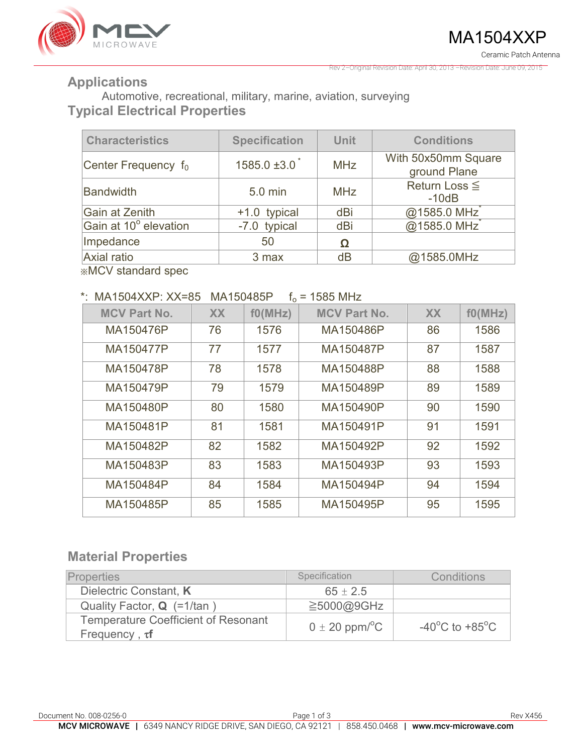# MA1504XXP

Ceramic Patch Antenna

Rev 2–Original Revision Date: April 30, 2013 –Revision Date: June 09, 2015

## Applications

Automotive, recreational, military, marine, aviation, surveying

## Typical Electrical Properties

| Characteristics | Specification | Unit | Conditions |
|---|---|---|---|
| Center Frequency $f_0$ | 1585.0 ±3.0 * | MHz | With 50x50mm Square ground Plane |
| Bandwidth | 5.0 min | MHz | Return Loss ≦ -10dB |
| Gain at Zenith | +1.0 typical | dBi | @1585.0 MHz* |
| Gain at 10$^o$ elevation | -7.0 typical | dBi | @1585.0 MHz* |
| Impedance | 50 | Ω | |
| Axial ratio | 3 max | dB | @1585.0MHz |

※MCV standard spec

*: MA1504XXP: XX=85 MA150485P $f_o$ = 1585 MHz

| MCV Part No. | XX | f0(MHz) | MCV Part No. | XX | f0(MHz) |
|---|---|---|---|---|---|
| MA150476P | 76 | 1576 | MA150486P | 86 | 1586 |
| MA150477P | 77 | 1577 | MA150487P | 87 | 1587 |
| MA150478P | 78 | 1578 | MA150488P | 88 | 1588 |
| MA150479P | 79 | 1579 | MA150489P | 89 | 1589 |
| MA150480P | 80 | 1580 | MA150490P | 90 | 1590 |
| MA150481P | 81 | 1581 | MA150491P | 91 | 1591 |
| MA150482P | 82 | 1582 | MA150492P | 92 | 1592 |
| MA150483P | 83 | 1583 | MA150493P | 93 | 1593 |
| MA150484P | 84 | 1584 | MA150494P | 94 | 1594 |
| MA150485P | 85 | 1585 | MA150495P | 95 | 1595 |

## Material Properties

| Properties | Specification | Conditions |
|---|---|---|
| Dielectric Constant, **K** | 65 ± 2.5 | |
| Quality Factor, **Q** (=1/tan ) | ≧5000@9GHz | |
| Temperature Coefficient of Resonant Frequency , $\tau f$ | 0 ± 20 ppm/$^o$C | -40$^o$C to +85$^o$C |

Document No. 008-0256-0

Rev X456

**MCV MICROWAVE** | 6349 NANCY RIDGE DRIVE, SAN DIEGO, CA 92121 | 858.450.0468 | **www.mcv-microwave.com**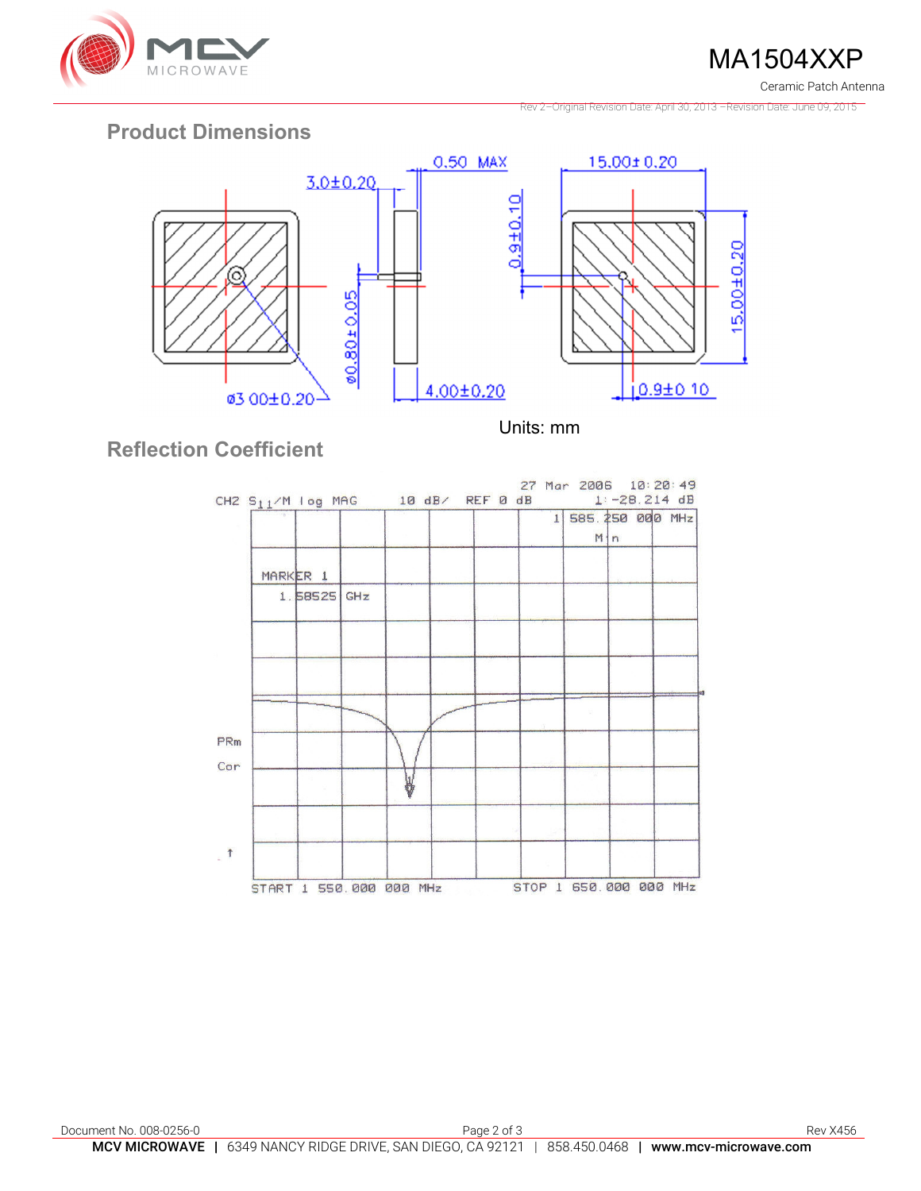## Product Dimensions

3.0±0.20

0.50 MAX

15.00±0.20

0.9±0.10

ø0.80±0.05

15.00±0.20

ø3.00±0.20

4.00±0.20

0.9±0.10

Units: mm

## Reflection Coefficient

27 Mar 2006 10:20:49

CH2 $S_{11}$/M log MAG 10 dB/ REF 0 dB 1: -28.214 dB

1 585.250 000 MHz

Min

MARKER 1

1.58525 GHz

PRm

Cor

START 1 550.000 000 MHz STOP 1 650.000 000 MHz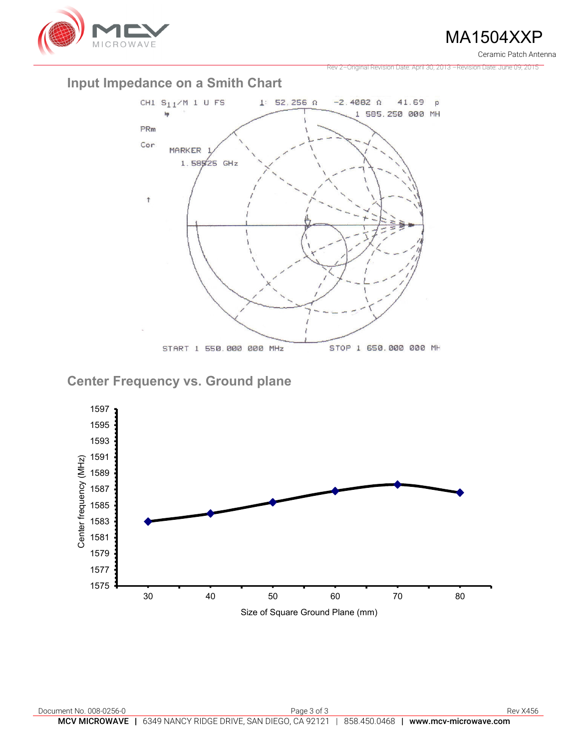## Input Impedance on a Smith Chart

CH1 $S_{11}$/M 1 U FS 1: 52.256 Ω -2.4082 Ω 41.69 p

1 585.250 000 MH

PRm

Cor

MARKER 1

1.58525 GHz

START 1 550.000 000 MHz STOP 1 650.000 000 MH

## Center Frequency vs. Ground plane

Center frequency (MHz)

1597
1595
1593
1591
1589
1587
1585
1583
1581
1579
1577
1575

30 40 50 60 70 80

Size of Square Ground Plane (mm)